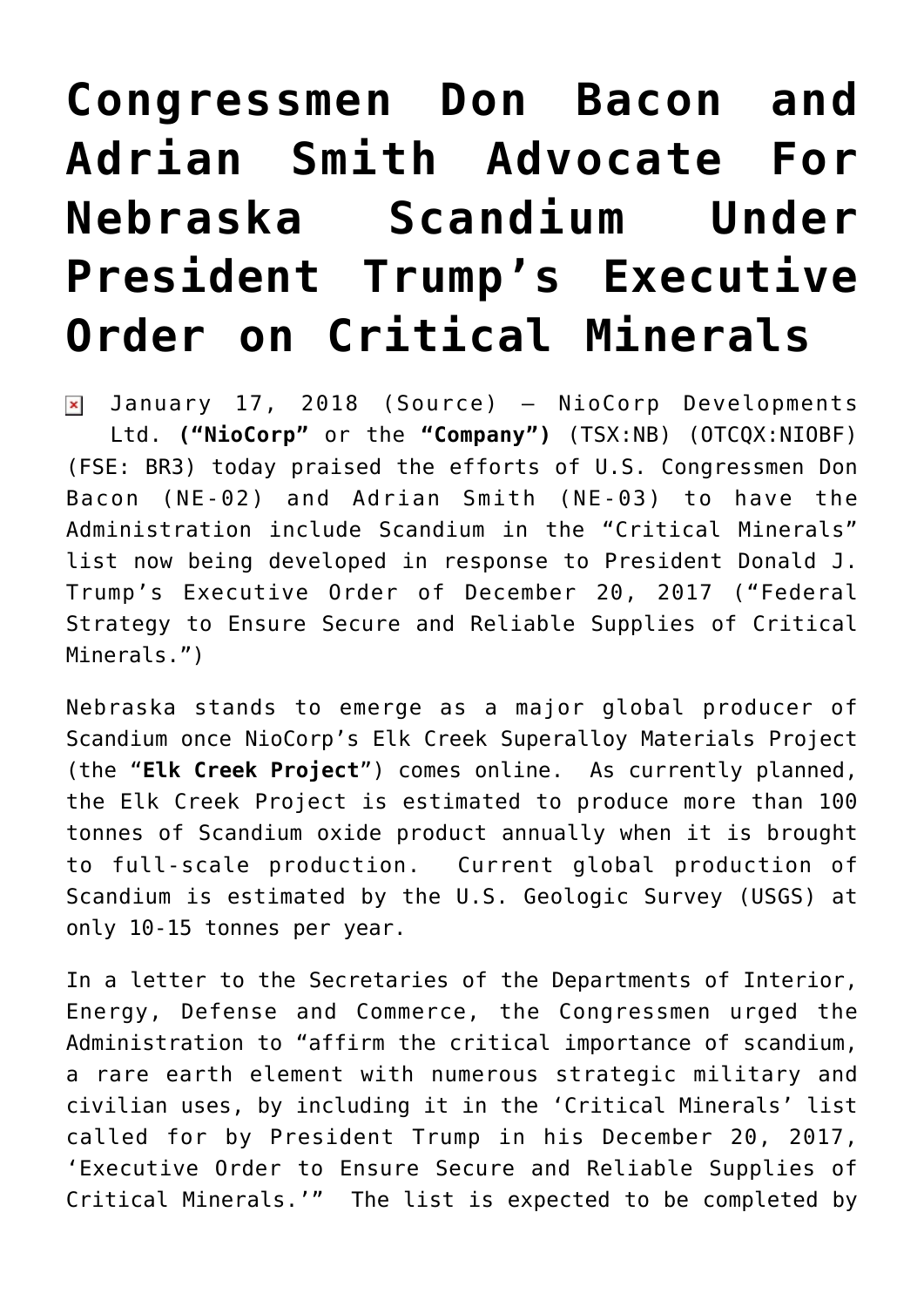# Congressmen Don Bacon and Adrian Smith Advocate For Nebraska Scandium Under President Trump's Executive Order on Critical Minerals

January 17, 2018 (Source) — NioCorp Developments Ltd. **("NioCorp"** or the **"Company")** (TSX:NB) (OTCQX:NIOBF) (FSE: BR3) today praised the efforts of U.S. Congressmen Don Bacon (NE-02) and Adrian Smith (NE-03) to have the Administration include Scandium in the "Critical Minerals" list now being developed in response to President Donald J. Trump's Executive Order of December 20, 2017 ("Federal Strategy to Ensure Secure and Reliable Supplies of Critical Minerals.")

Nebraska stands to emerge as a major global producer of Scandium once NioCorp's Elk Creek Superalloy Materials Project (the "**Elk Creek Project**") comes online. As currently planned, the Elk Creek Project is estimated to produce more than 100 tonnes of Scandium oxide product annually when it is brought to full-scale production. Current global production of Scandium is estimated by the U.S. Geologic Survey (USGS) at only 10-15 tonnes per year.

In a letter to the Secretaries of the Departments of Interior, Energy, Defense and Commerce, the Congressmen urged the Administration to "affirm the critical importance of scandium, a rare earth element with numerous strategic military and civilian uses, by including it in the 'Critical Minerals' list called for by President Trump in his December 20, 2017, 'Executive Order to Ensure Secure and Reliable Supplies of Critical Minerals.'" The list is expected to be completed by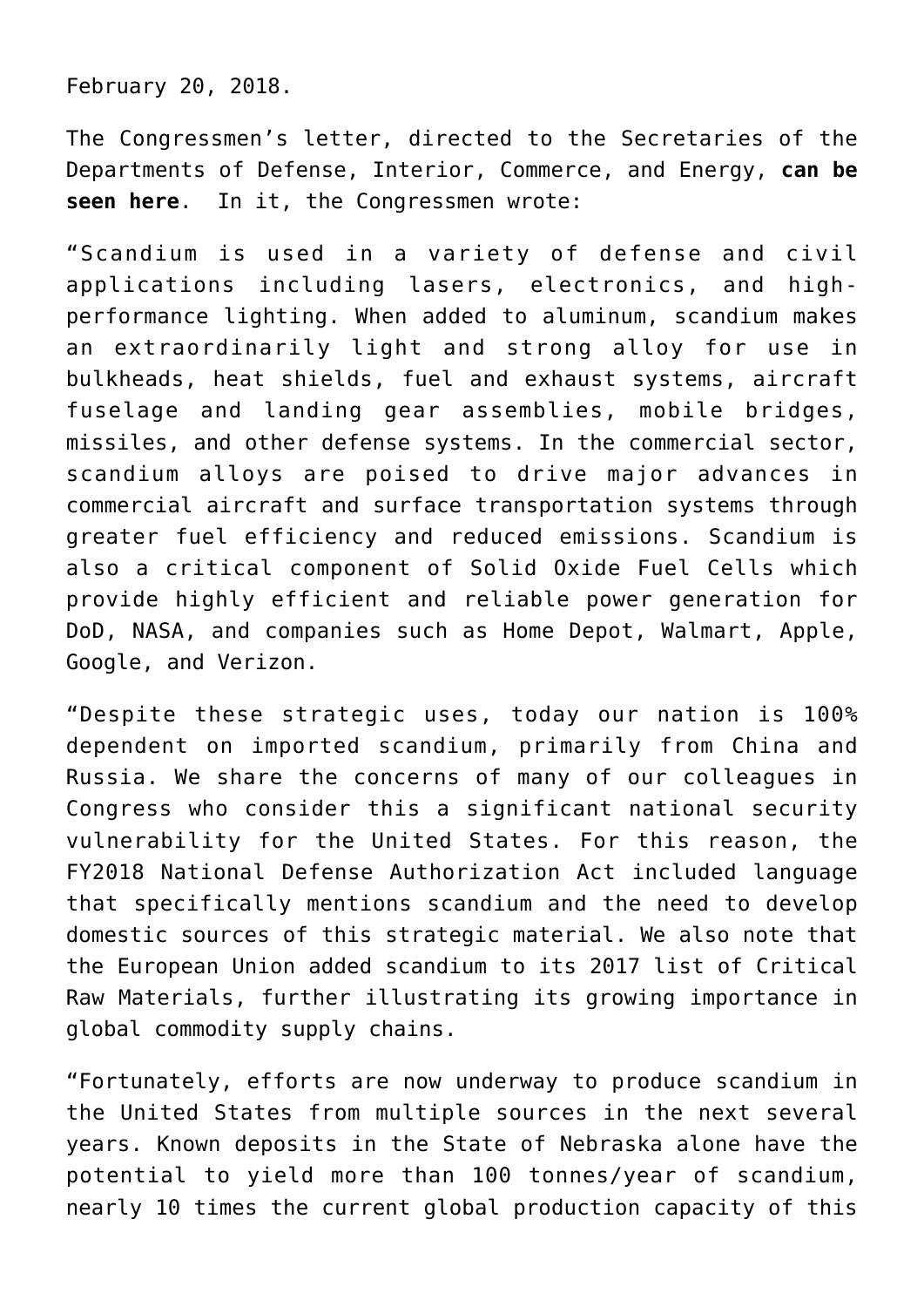February 20, 2018.

The Congressmen's letter, directed to the Secretaries of the Departments of Defense, Interior, Commerce, and Energy, **can be seen here**. In it, the Congressmen wrote:

"Scandium is used in a variety of defense and civil applications including lasers, electronics, and high-performance lighting. When added to aluminum, scandium makes an extraordinarily light and strong alloy for use in bulkheads, heat shields, fuel and exhaust systems, aircraft fuselage and landing gear assemblies, mobile bridges, missiles, and other defense systems. In the commercial sector, scandium alloys are poised to drive major advances in commercial aircraft and surface transportation systems through greater fuel efficiency and reduced emissions. Scandium is also a critical component of Solid Oxide Fuel Cells which provide highly efficient and reliable power generation for DoD, NASA, and companies such as Home Depot, Walmart, Apple, Google, and Verizon.

"Despite these strategic uses, today our nation is 100% dependent on imported scandium, primarily from China and Russia. We share the concerns of many of our colleagues in Congress who consider this a significant national security vulnerability for the United States. For this reason, the FY2018 National Defense Authorization Act included language that specifically mentions scandium and the need to develop domestic sources of this strategic material. We also note that the European Union added scandium to its 2017 list of Critical Raw Materials, further illustrating its growing importance in global commodity supply chains.

"Fortunately, efforts are now underway to produce scandium in the United States from multiple sources in the next several years. Known deposits in the State of Nebraska alone have the potential to yield more than 100 tonnes/year of scandium, nearly 10 times the current global production capacity of this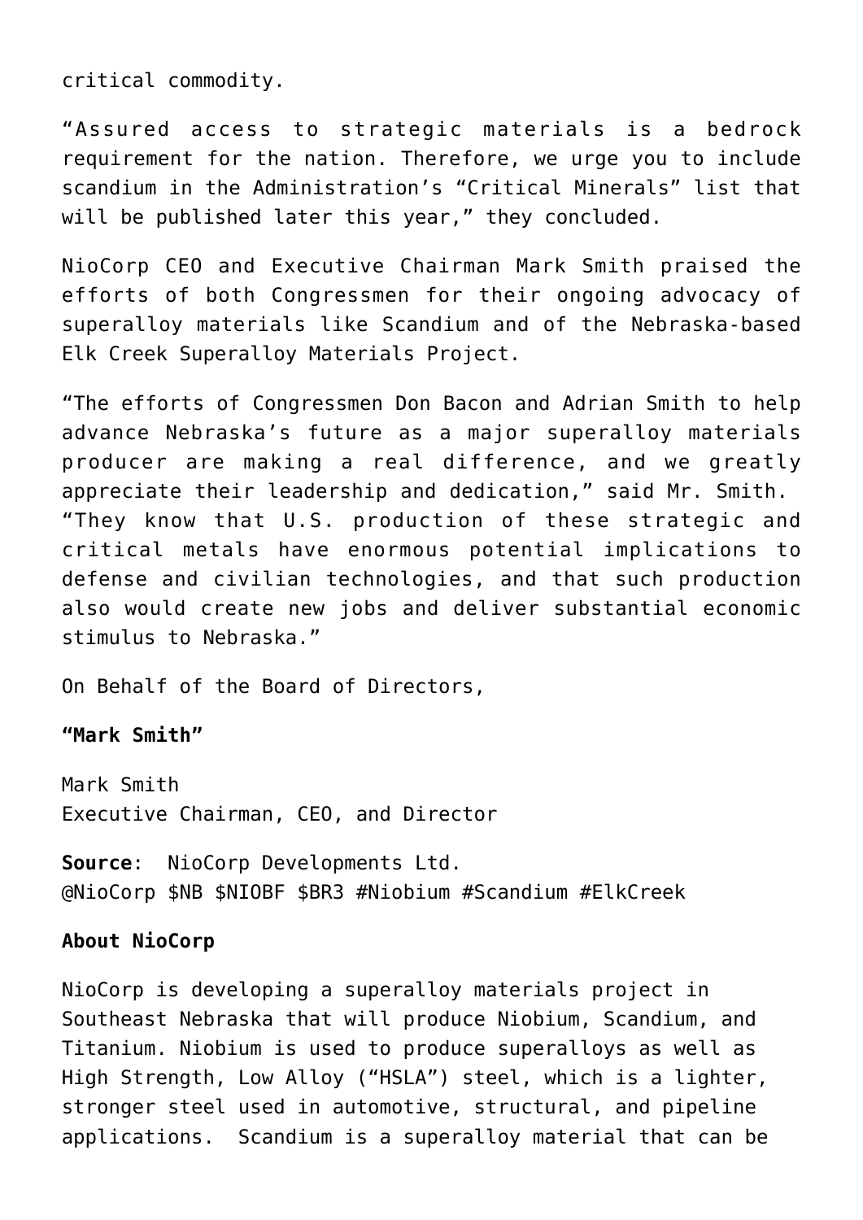critical commodity.

"Assured access to strategic materials is a bedrock requirement for the nation. Therefore, we urge you to include scandium in the Administration's "Critical Minerals" list that will be published later this year," they concluded.

NioCorp CEO and Executive Chairman Mark Smith praised the efforts of both Congressmen for their ongoing advocacy of superalloy materials like Scandium and of the Nebraska-based Elk Creek Superalloy Materials Project.

"The efforts of Congressmen Don Bacon and Adrian Smith to help advance Nebraska's future as a major superalloy materials producer are making a real difference, and we greatly appreciate their leadership and dedication," said Mr. Smith. "They know that U.S. production of these strategic and critical metals have enormous potential implications to defense and civilian technologies, and that such production also would create new jobs and deliver substantial economic stimulus to Nebraska."

On Behalf of the Board of Directors,

**"Mark Smith"**

Mark Smith
Executive Chairman, CEO, and Director

**Source**: NioCorp Developments Ltd.
@NioCorp $NB $NIOBF $BR3 #Niobium #Scandium #ElkCreek

**About NioCorp**

NioCorp is developing a superalloy materials project in Southeast Nebraska that will produce Niobium, Scandium, and Titanium. Niobium is used to produce superalloys as well as High Strength, Low Alloy ("HSLA") steel, which is a lighter, stronger steel used in automotive, structural, and pipeline applications. Scandium is a superalloy material that can be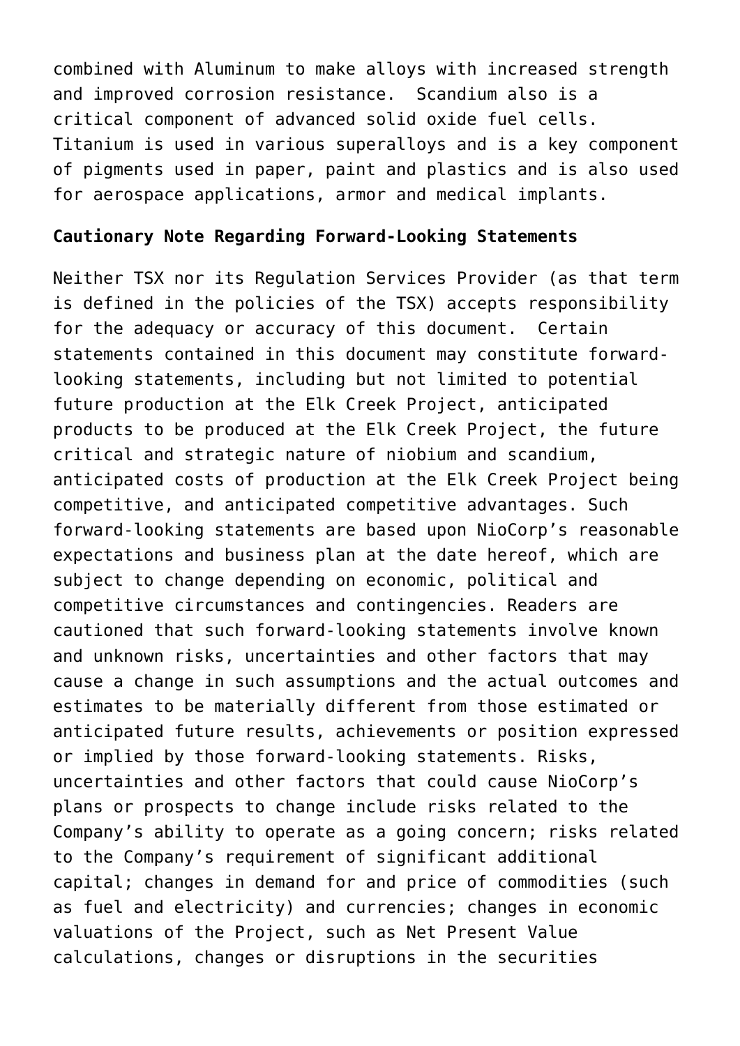combined with Aluminum to make alloys with increased strength and improved corrosion resistance. Scandium also is a critical component of advanced solid oxide fuel cells. Titanium is used in various superalloys and is a key component of pigments used in paper, paint and plastics and is also used for aerospace applications, armor and medical implants.

**Cautionary Note Regarding Forward-Looking Statements**

Neither TSX nor its Regulation Services Provider (as that term is defined in the policies of the TSX) accepts responsibility for the adequacy or accuracy of this document. Certain statements contained in this document may constitute forward-looking statements, including but not limited to potential future production at the Elk Creek Project, anticipated products to be produced at the Elk Creek Project, the future critical and strategic nature of niobium and scandium, anticipated costs of production at the Elk Creek Project being competitive, and anticipated competitive advantages. Such forward-looking statements are based upon NioCorp's reasonable expectations and business plan at the date hereof, which are subject to change depending on economic, political and competitive circumstances and contingencies. Readers are cautioned that such forward-looking statements involve known and unknown risks, uncertainties and other factors that may cause a change in such assumptions and the actual outcomes and estimates to be materially different from those estimated or anticipated future results, achievements or position expressed or implied by those forward-looking statements. Risks, uncertainties and other factors that could cause NioCorp's plans or prospects to change include risks related to the Company's ability to operate as a going concern; risks related to the Company's requirement of significant additional capital; changes in demand for and price of commodities (such as fuel and electricity) and currencies; changes in economic valuations of the Project, such as Net Present Value calculations, changes or disruptions in the securities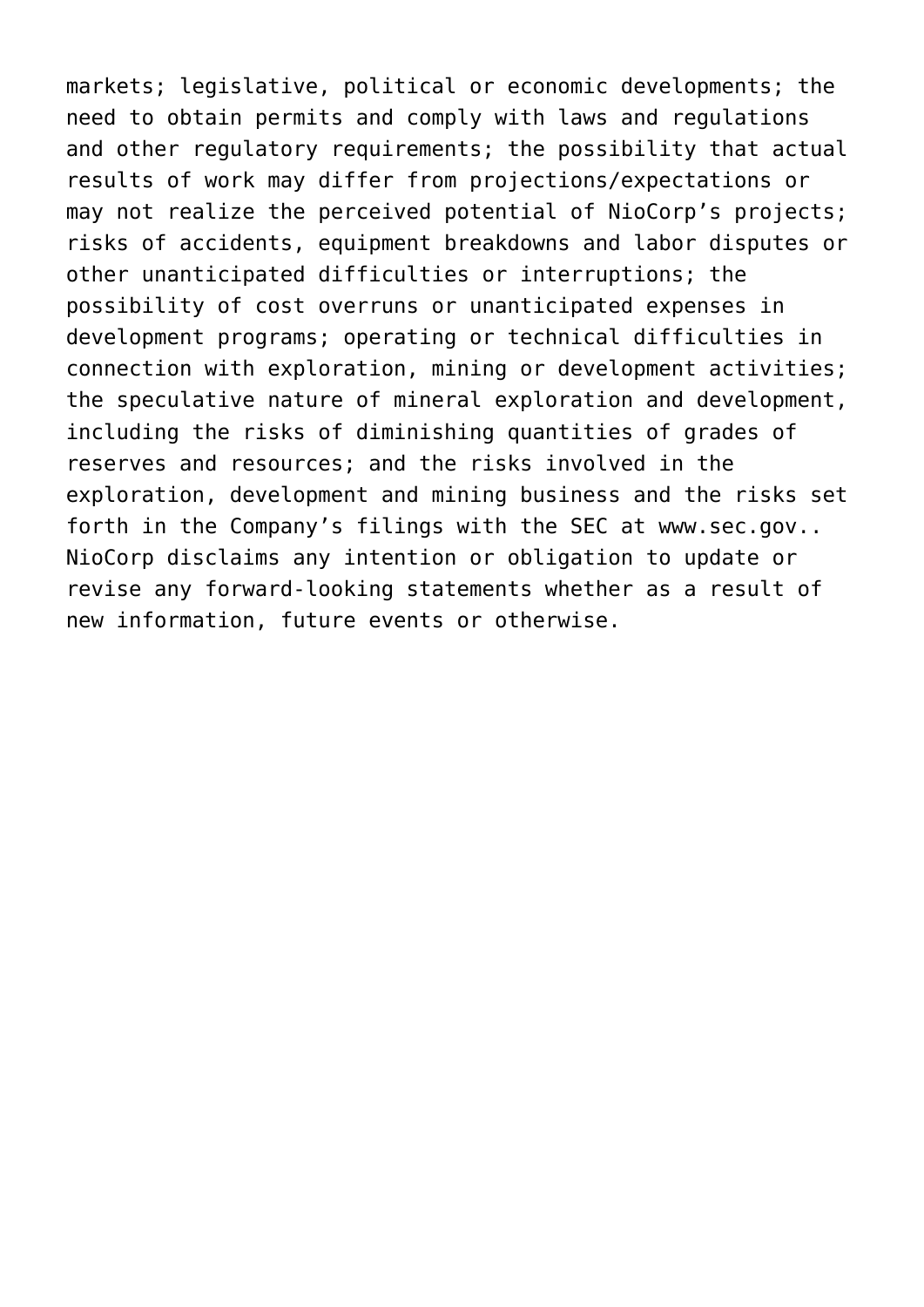markets; legislative, political or economic developments; the need to obtain permits and comply with laws and regulations and other regulatory requirements; the possibility that actual results of work may differ from projections/expectations or may not realize the perceived potential of NioCorp's projects; risks of accidents, equipment breakdowns and labor disputes or other unanticipated difficulties or interruptions; the possibility of cost overruns or unanticipated expenses in development programs; operating or technical difficulties in connection with exploration, mining or development activities; the speculative nature of mineral exploration and development, including the risks of diminishing quantities of grades of reserves and resources; and the risks involved in the exploration, development and mining business and the risks set forth in the Company's filings with the SEC at www.sec.gov.. NioCorp disclaims any intention or obligation to update or revise any forward-looking statements whether as a result of new information, future events or otherwise.